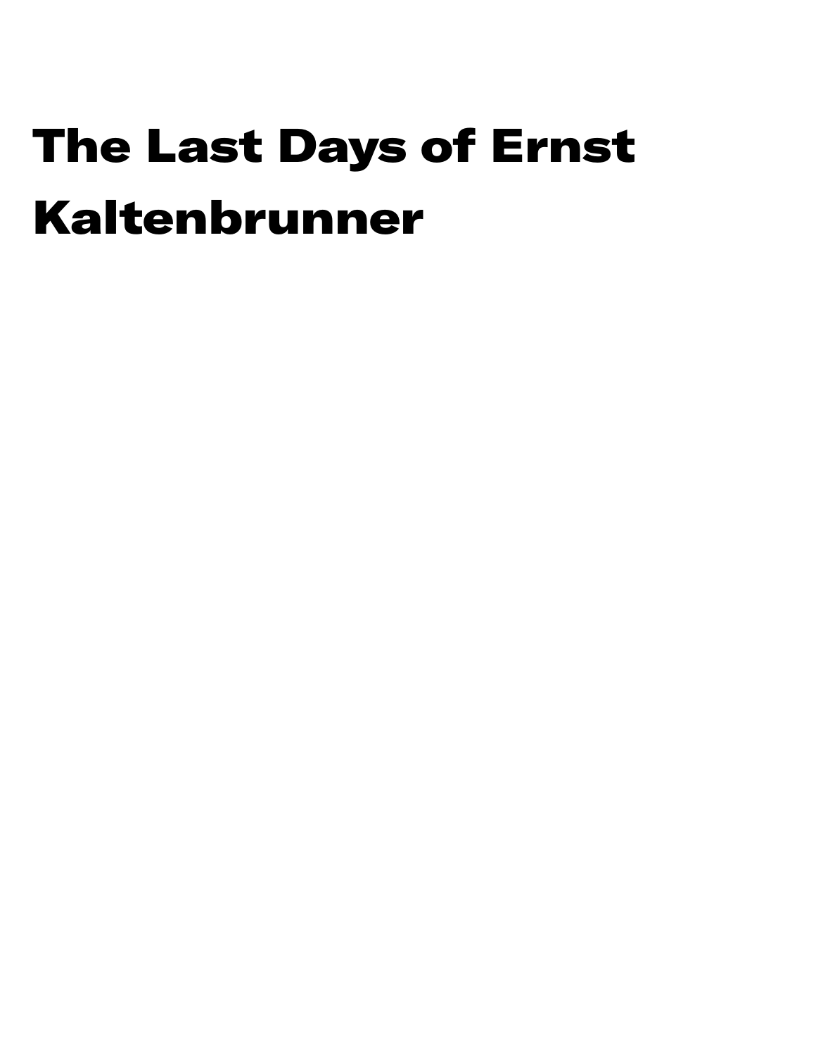# The Last Days of Ernst Kaltenbrunner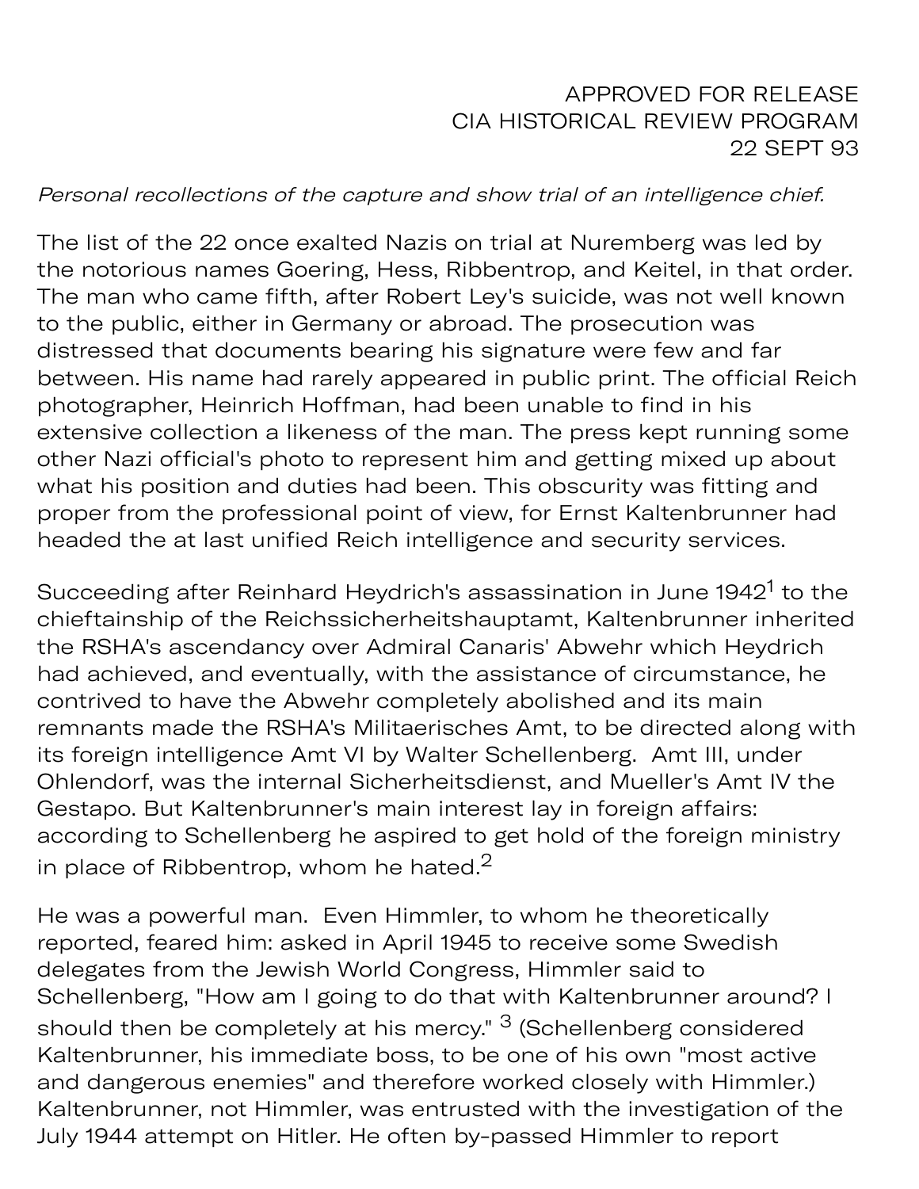APPROVED FOR RELEASE
CIA HISTORICAL REVIEW PROGRAM
22 SEPT 93

*Personal recollections of the capture and show trial of an intelligence chief.*

The list of the 22 once exalted Nazis on trial at Nuremberg was led by the notorious names Goering, Hess, Ribbentrop, and Keitel, in that order. The man who came fifth, after Robert Ley's suicide, was not well known to the public, either in Germany or abroad. The prosecution was distressed that documents bearing his signature were few and far between. His name had rarely appeared in public print. The official Reich photographer, Heinrich Hoffman, had been unable to find in his extensive collection a likeness of the man. The press kept running some other Nazi official's photo to represent him and getting mixed up about what his position and duties had been. This obscurity was fitting and proper from the professional point of view, for Ernst Kaltenbrunner had headed the at last unified Reich intelligence and security services.

Succeeding after Reinhard Heydrich's assassination in June 1942[1] to the chieftainship of the Reichssicherheitshauptamt, Kaltenbrunner inherited the RSHA's ascendancy over Admiral Canaris' Abwehr which Heydrich had achieved, and eventually, with the assistance of circumstance, he contrived to have the Abwehr completely abolished and its main remnants made the RSHA's Militaerisches Amt, to be directed along with its foreign intelligence Amt VI by Walter Schellenberg. Amt III, under Ohlendorf, was the internal Sicherheitsdienst, and Mueller's Amt IV the Gestapo. But Kaltenbrunner's main interest lay in foreign affairs: according to Schellenberg he aspired to get hold of the foreign ministry in place of Ribbentrop, whom he hated.[2]

He was a powerful man. Even Himmler, to whom he theoretically reported, feared him: asked in April 1945 to receive some Swedish delegates from the Jewish World Congress, Himmler said to Schellenberg, "How am I going to do that with Kaltenbrunner around? I should then be completely at his mercy." [3] (Schellenberg considered Kaltenbrunner, his immediate boss, to be one of his own "most active and dangerous enemies" and therefore worked closely with Himmler.) Kaltenbrunner, not Himmler, was entrusted with the investigation of the July 1944 attempt on Hitler. He often by-passed Himmler to report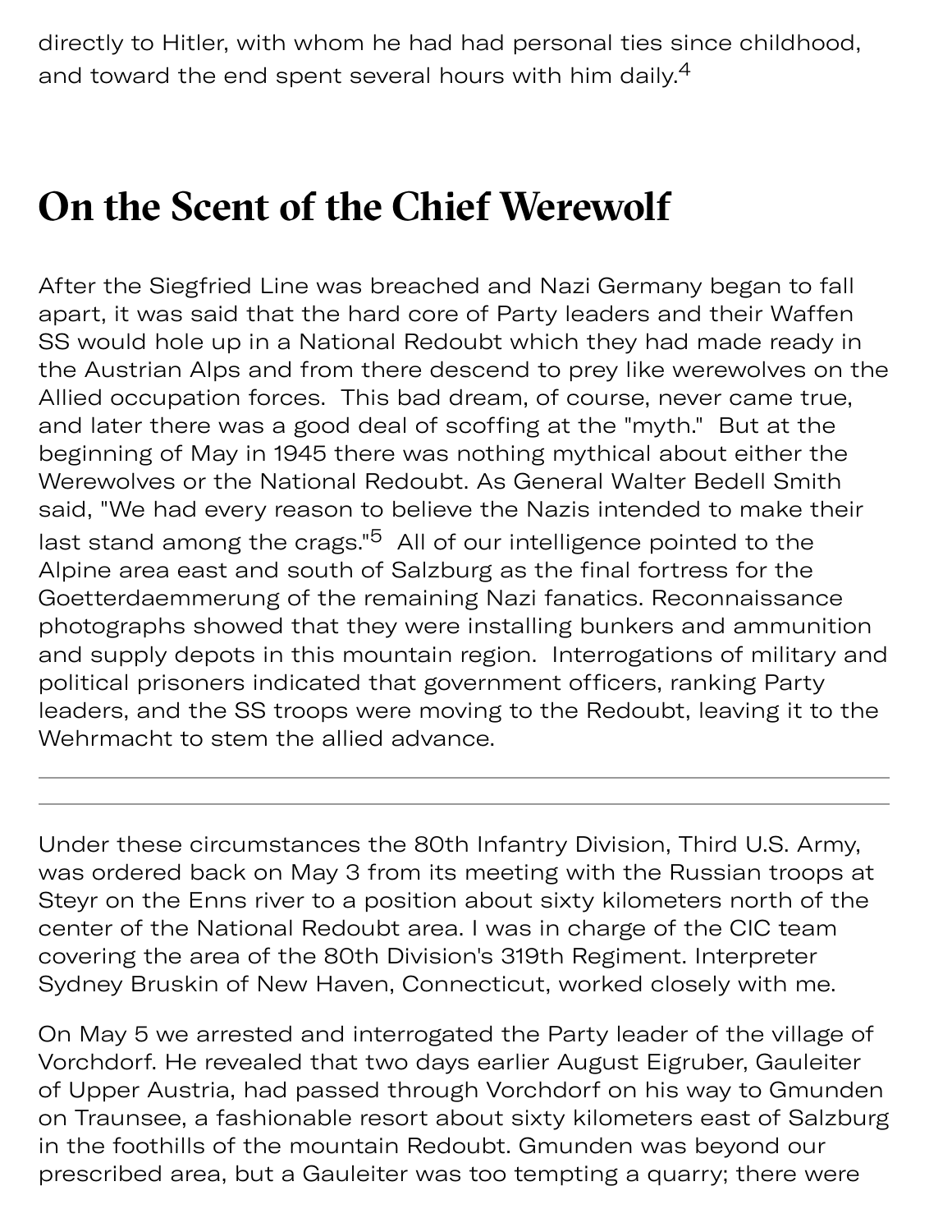directly to Hitler, with whom he had had personal ties since childhood, and toward the end spent several hours with him daily.[4]

## On the Scent of the Chief Werewolf

After the Siegfried Line was breached and Nazi Germany began to fall apart, it was said that the hard core of Party leaders and their Waffen SS would hole up in a National Redoubt which they had made ready in the Austrian Alps and from there descend to prey like werewolves on the Allied occupation forces. This bad dream, of course, never came true, and later there was a good deal of scoffing at the "myth." But at the beginning of May in 1945 there was nothing mythical about either the Werewolves or the National Redoubt. As General Walter Bedell Smith said, "We had every reason to believe the Nazis intended to make their last stand among the crags."[5] All of our intelligence pointed to the Alpine area east and south of Salzburg as the final fortress for the Goetterdaemmerung of the remaining Nazi fanatics. Reconnaissance photographs showed that they were installing bunkers and ammunition and supply depots in this mountain region. Interrogations of military and political prisoners indicated that government officers, ranking Party leaders, and the SS troops were moving to the Redoubt, leaving it to the Wehrmacht to stem the allied advance.

---

Under these circumstances the 80th Infantry Division, Third U.S. Army, was ordered back on May 3 from its meeting with the Russian troops at Steyr on the Enns river to a position about sixty kilometers north of the center of the National Redoubt area. I was in charge of the CIC team covering the area of the 80th Division's 319th Regiment. Interpreter Sydney Bruskin of New Haven, Connecticut, worked closely with me.

On May 5 we arrested and interrogated the Party leader of the village of Vorchdorf. He revealed that two days earlier August Eigruber, Gauleiter of Upper Austria, had passed through Vorchdorf on his way to Gmunden on Traunsee, a fashionable resort about sixty kilometers east of Salzburg in the foothills of the mountain Redoubt. Gmunden was beyond our prescribed area, but a Gauleiter was too tempting a quarry; there were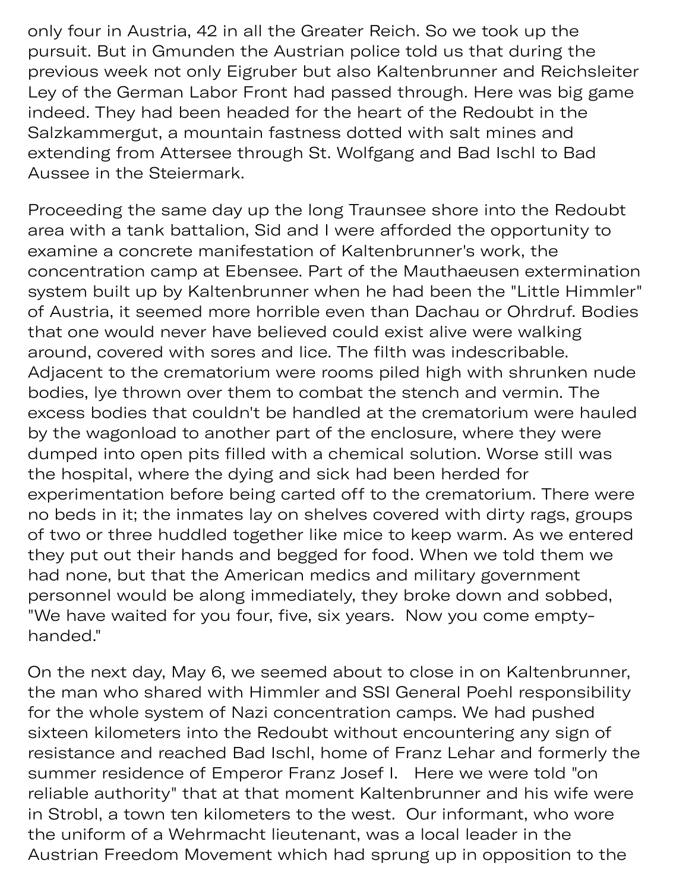only four in Austria, 42 in all the Greater Reich. So we took up the pursuit. But in Gmunden the Austrian police told us that during the previous week not only Eigruber but also Kaltenbrunner and Reichsleiter Ley of the German Labor Front had passed through. Here was big game indeed. They had been headed for the heart of the Redoubt in the Salzkammergut, a mountain fastness dotted with salt mines and extending from Attersee through St. Wolfgang and Bad Ischl to Bad Aussee in the Steiermark.

Proceeding the same day up the long Traunsee shore into the Redoubt area with a tank battalion, Sid and I were afforded the opportunity to examine a concrete manifestation of Kaltenbrunner's work, the concentration camp at Ebensee. Part of the Mauthaeusen extermination system built up by Kaltenbrunner when he had been the "Little Himmler" of Austria, it seemed more horrible even than Dachau or Ohrdruf. Bodies that one would never have believed could exist alive were walking around, covered with sores and lice. The filth was indescribable. Adjacent to the crematorium were rooms piled high with shrunken nude bodies, lye thrown over them to combat the stench and vermin. The excess bodies that couldn't be handled at the crematorium were hauled by the wagonload to another part of the enclosure, where they were dumped into open pits filled with a chemical solution. Worse still was the hospital, where the dying and sick had been herded for experimentation before being carted off to the crematorium. There were no beds in it; the inmates lay on shelves covered with dirty rags, groups of two or three huddled together like mice to keep warm. As we entered they put out their hands and begged for food. When we told them we had none, but that the American medics and military government personnel would be along immediately, they broke down and sobbed, "We have waited for you four, five, six years. Now you come empty-handed."

On the next day, May 6, we seemed about to close in on Kaltenbrunner, the man who shared with Himmler and SSI General Poehl responsibility for the whole system of Nazi concentration camps. We had pushed sixteen kilometers into the Redoubt without encountering any sign of resistance and reached Bad Ischl, home of Franz Lehar and formerly the summer residence of Emperor Franz Josef I. Here we were told "on reliable authority" that at that moment Kaltenbrunner and his wife were in Strobl, a town ten kilometers to the west. Our informant, who wore the uniform of a Wehrmacht lieutenant, was a local leader in the Austrian Freedom Movement which had sprung up in opposition to the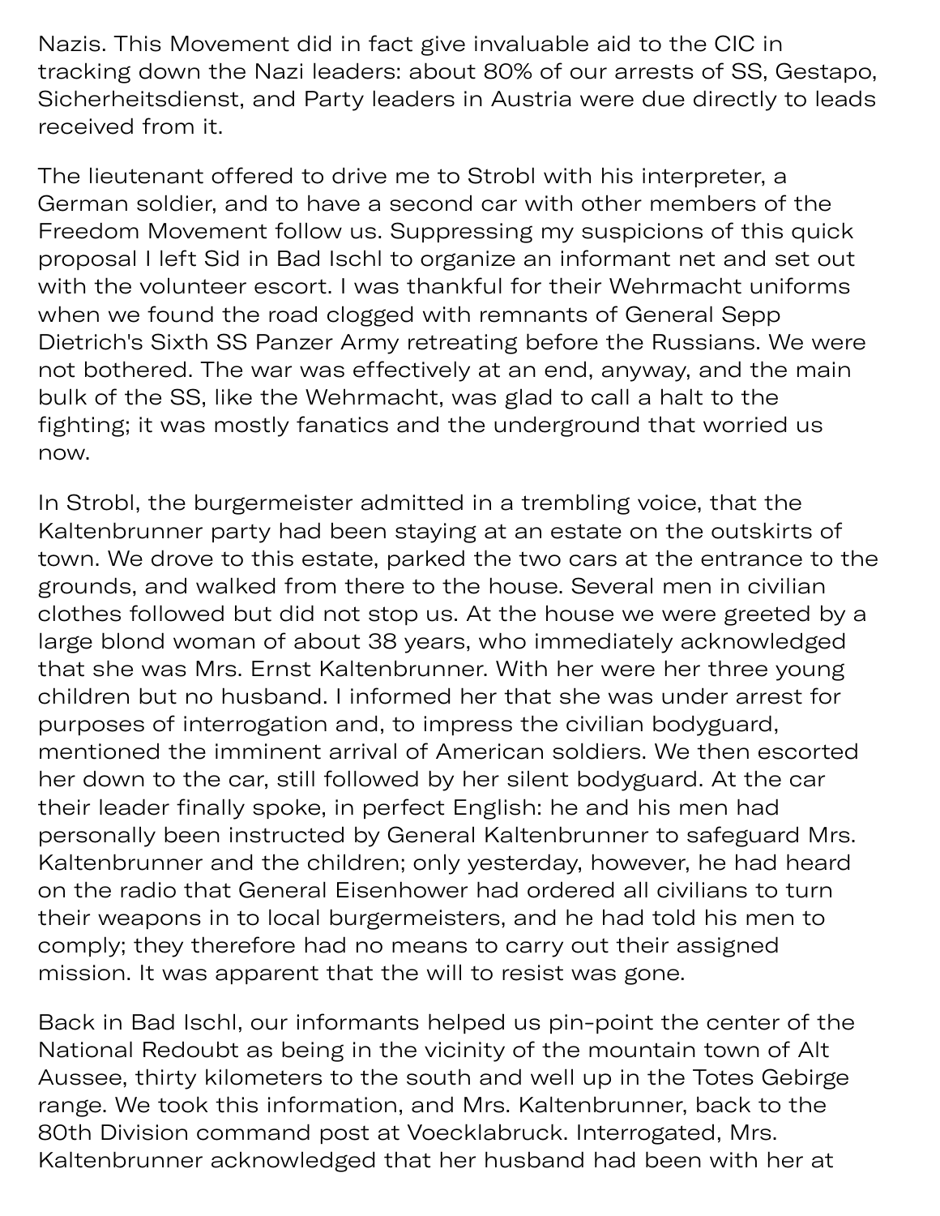Nazis. This Movement did in fact give invaluable aid to the CIC in tracking down the Nazi leaders: about 80% of our arrests of SS, Gestapo, Sicherheitsdienst, and Party leaders in Austria were due directly to leads received from it.

The lieutenant offered to drive me to Strobl with his interpreter, a German soldier, and to have a second car with other members of the Freedom Movement follow us. Suppressing my suspicions of this quick proposal I left Sid in Bad Ischl to organize an informant net and set out with the volunteer escort. I was thankful for their Wehrmacht uniforms when we found the road clogged with remnants of General Sepp Dietrich's Sixth SS Panzer Army retreating before the Russians. We were not bothered. The war was effectively at an end, anyway, and the main bulk of the SS, like the Wehrmacht, was glad to call a halt to the fighting; it was mostly fanatics and the underground that worried us now.

In Strobl, the burgermeister admitted in a trembling voice, that the Kaltenbrunner party had been staying at an estate on the outskirts of town. We drove to this estate, parked the two cars at the entrance to the grounds, and walked from there to the house. Several men in civilian clothes followed but did not stop us. At the house we were greeted by a large blond woman of about 38 years, who immediately acknowledged that she was Mrs. Ernst Kaltenbrunner. With her were her three young children but no husband. I informed her that she was under arrest for purposes of interrogation and, to impress the civilian bodyguard, mentioned the imminent arrival of American soldiers. We then escorted her down to the car, still followed by her silent bodyguard. At the car their leader finally spoke, in perfect English: he and his men had personally been instructed by General Kaltenbrunner to safeguard Mrs. Kaltenbrunner and the children; only yesterday, however, he had heard on the radio that General Eisenhower had ordered all civilians to turn their weapons in to local burgermeisters, and he had told his men to comply; they therefore had no means to carry out their assigned mission. It was apparent that the will to resist was gone.

Back in Bad Ischl, our informants helped us pin-point the center of the National Redoubt as being in the vicinity of the mountain town of Alt Aussee, thirty kilometers to the south and well up in the Totes Gebirge range. We took this information, and Mrs. Kaltenbrunner, back to the 80th Division command post at Voecklabruck. Interrogated, Mrs. Kaltenbrunner acknowledged that her husband had been with her at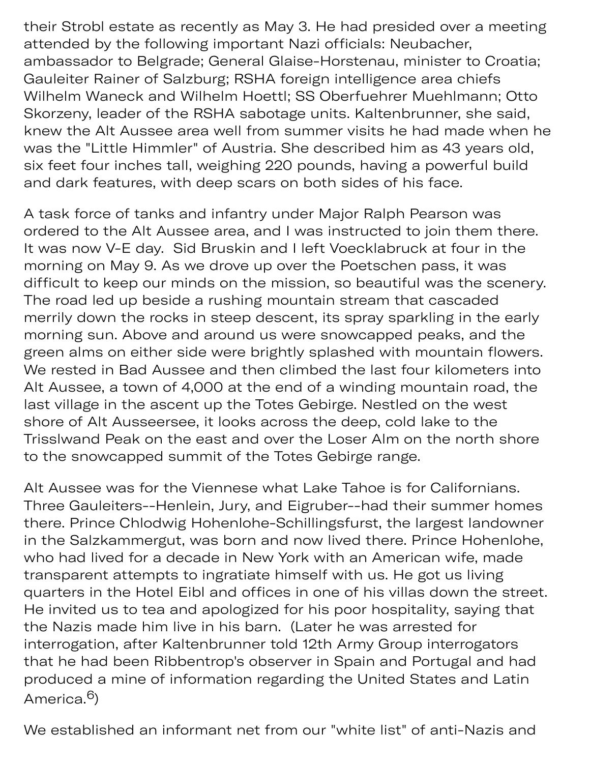their Strobl estate as recently as May 3. He had presided over a meeting attended by the following important Nazi officials: Neubacher, ambassador to Belgrade; General Glaise-Horstenau, minister to Croatia; Gauleiter Rainer of Salzburg; RSHA foreign intelligence area chiefs Wilhelm Waneck and Wilhelm Hoettl; SS Oberfuehrer Muehlmann; Otto Skorzeny, leader of the RSHA sabotage units. Kaltenbrunner, she said, knew the Alt Aussee area well from summer visits he had made when he was the "Little Himmler" of Austria. She described him as 43 years old, six feet four inches tall, weighing 220 pounds, having a powerful build and dark features, with deep scars on both sides of his face.

A task force of tanks and infantry under Major Ralph Pearson was ordered to the Alt Aussee area, and I was instructed to join them there. It was now V-E day. Sid Bruskin and I left Voecklabruck at four in the morning on May 9. As we drove up over the Poetschen pass, it was difficult to keep our minds on the mission, so beautiful was the scenery. The road led up beside a rushing mountain stream that cascaded merrily down the rocks in steep descent, its spray sparkling in the early morning sun. Above and around us were snowcapped peaks, and the green alms on either side were brightly splashed with mountain flowers. We rested in Bad Aussee and then climbed the last four kilometers into Alt Aussee, a town of 4,000 at the end of a winding mountain road, the last village in the ascent up the Totes Gebirge. Nestled on the west shore of Alt Ausseersee, it looks across the deep, cold lake to the Trisslwand Peak on the east and over the Loser Alm on the north shore to the snowcapped summit of the Totes Gebirge range.

Alt Aussee was for the Viennese what Lake Tahoe is for Californians. Three Gauleiters--Henlein, Jury, and Eigruber--had their summer homes there. Prince Chlodwig Hohenlohe-Schillingsfurst, the largest landowner in the Salzkammergut, was born and now lived there. Prince Hohenlohe, who had lived for a decade in New York with an American wife, made transparent attempts to ingratiate himself with us. He got us living quarters in the Hotel Eibl and offices in one of his villas down the street. He invited us to tea and apologized for his poor hospitality, saying that the Nazis made him live in his barn. (Later he was arrested for interrogation, after Kaltenbrunner told 12th Army Group interrogators that he had been Ribbentrop's observer in Spain and Portugal and had produced a mine of information regarding the United States and Latin America.[6])

We established an informant net from our "white list" of anti-Nazis and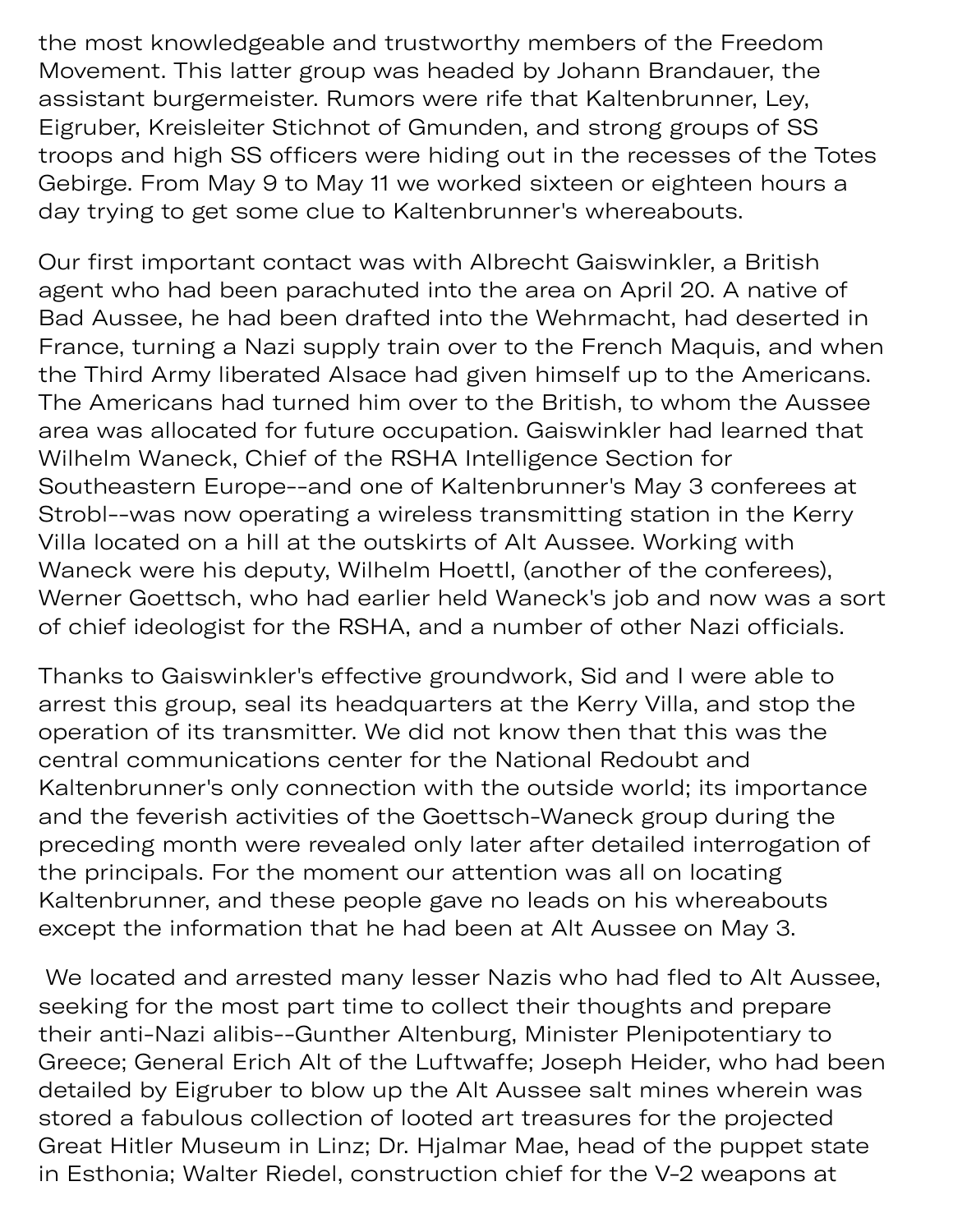the most knowledgeable and trustworthy members of the Freedom Movement. This latter group was headed by Johann Brandauer, the assistant burgermeister. Rumors were rife that Kaltenbrunner, Ley, Eigruber, Kreisleiter Stichnot of Gmunden, and strong groups of SS troops and high SS officers were hiding out in the recesses of the Totes Gebirge. From May 9 to May 11 we worked sixteen or eighteen hours a day trying to get some clue to Kaltenbrunner's whereabouts.

Our first important contact was with Albrecht Gaiswinkler, a British agent who had been parachuted into the area on April 20. A native of Bad Aussee, he had been drafted into the Wehrmacht, had deserted in France, turning a Nazi supply train over to the French Maquis, and when the Third Army liberated Alsace had given himself up to the Americans. The Americans had turned him over to the British, to whom the Aussee area was allocated for future occupation. Gaiswinkler had learned that Wilhelm Waneck, Chief of the RSHA Intelligence Section for Southeastern Europe--and one of Kaltenbrunner's May 3 conferees at Strobl--was now operating a wireless transmitting station in the Kerry Villa located on a hill at the outskirts of Alt Aussee. Working with Waneck were his deputy, Wilhelm Hoettl, (another of the conferees), Werner Goettsch, who had earlier held Waneck's job and now was a sort of chief ideologist for the RSHA, and a number of other Nazi officials.

Thanks to Gaiswinkler's effective groundwork, Sid and I were able to arrest this group, seal its headquarters at the Kerry Villa, and stop the operation of its transmitter. We did not know then that this was the central communications center for the National Redoubt and Kaltenbrunner's only connection with the outside world; its importance and the feverish activities of the Goettsch-Waneck group during the preceding month were revealed only later after detailed interrogation of the principals. For the moment our attention was all on locating Kaltenbrunner, and these people gave no leads on his whereabouts except the information that he had been at Alt Aussee on May 3.

We located and arrested many lesser Nazis who had fled to Alt Aussee, seeking for the most part time to collect their thoughts and prepare their anti-Nazi alibis--Gunther Altenburg, Minister Plenipotentiary to Greece; General Erich Alt of the Luftwaffe; Joseph Heider, who had been detailed by Eigruber to blow up the Alt Aussee salt mines wherein was stored a fabulous collection of looted art treasures for the projected Great Hitler Museum in Linz; Dr. Hjalmar Mae, head of the puppet state in Esthonia; Walter Riedel, construction chief for the V-2 weapons at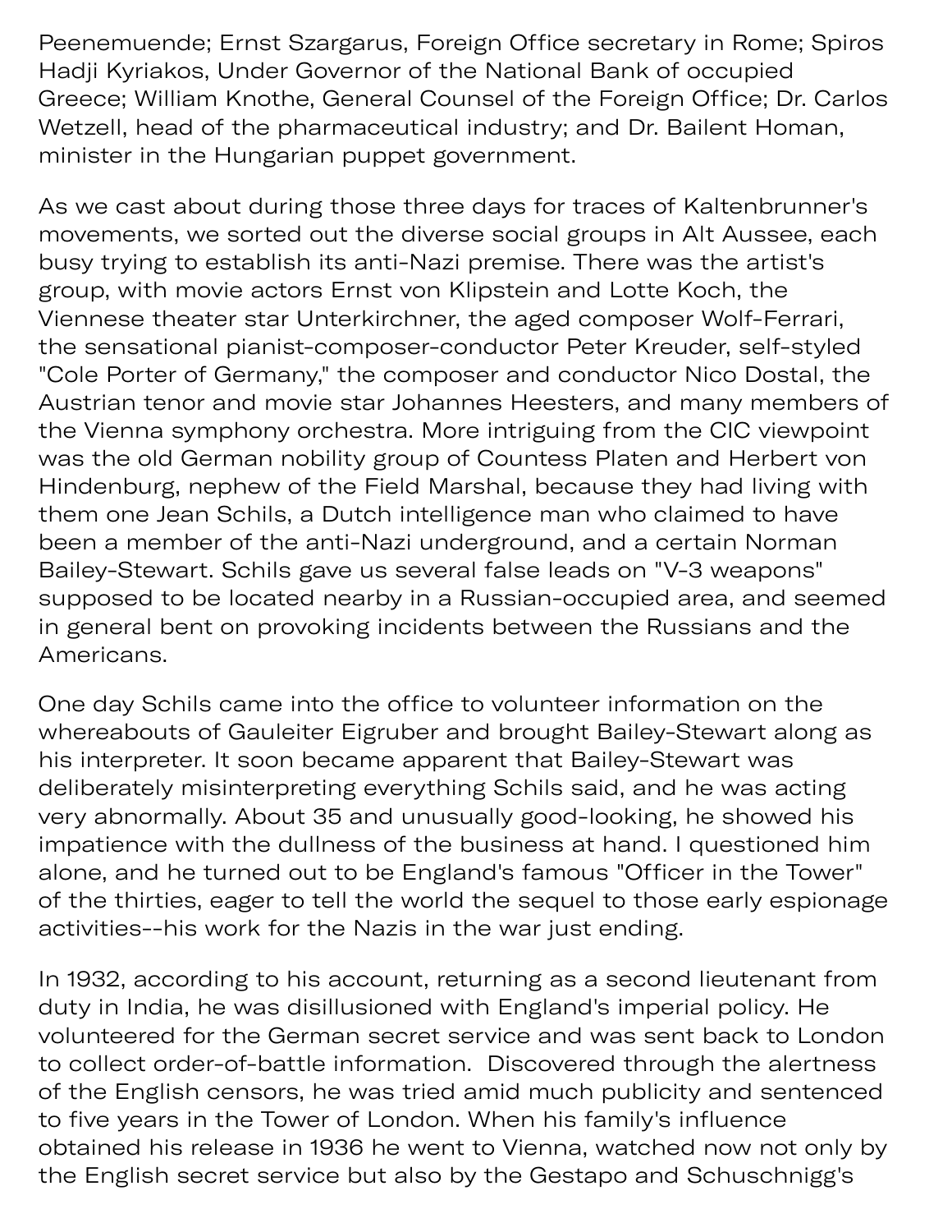Peenemuende; Ernst Szargarus, Foreign Office secretary in Rome; Spiros Hadji Kyriakos, Under Governor of the National Bank of occupied Greece; William Knothe, General Counsel of the Foreign Office; Dr. Carlos Wetzell, head of the pharmaceutical industry; and Dr. Bailent Homan, minister in the Hungarian puppet government.

As we cast about during those three days for traces of Kaltenbrunner's movements, we sorted out the diverse social groups in Alt Aussee, each busy trying to establish its anti-Nazi premise. There was the artist's group, with movie actors Ernst von Klipstein and Lotte Koch, the Viennese theater star Unterkirchner, the aged composer Wolf-Ferrari, the sensational pianist-composer-conductor Peter Kreuder, self-styled "Cole Porter of Germany," the composer and conductor Nico Dostal, the Austrian tenor and movie star Johannes Heesters, and many members of the Vienna symphony orchestra. More intriguing from the CIC viewpoint was the old German nobility group of Countess Platen and Herbert von Hindenburg, nephew of the Field Marshal, because they had living with them one Jean Schils, a Dutch intelligence man who claimed to have been a member of the anti-Nazi underground, and a certain Norman Bailey-Stewart. Schils gave us several false leads on "V-3 weapons" supposed to be located nearby in a Russian-occupied area, and seemed in general bent on provoking incidents between the Russians and the Americans.

One day Schils came into the office to volunteer information on the whereabouts of Gauleiter Eigruber and brought Bailey-Stewart along as his interpreter. It soon became apparent that Bailey-Stewart was deliberately misinterpreting everything Schils said, and he was acting very abnormally. About 35 and unusually good-looking, he showed his impatience with the dullness of the business at hand. I questioned him alone, and he turned out to be England's famous "Officer in the Tower" of the thirties, eager to tell the world the sequel to those early espionage activities--his work for the Nazis in the war just ending.

In 1932, according to his account, returning as a second lieutenant from duty in India, he was disillusioned with England's imperial policy. He volunteered for the German secret service and was sent back to London to collect order-of-battle information. Discovered through the alertness of the English censors, he was tried amid much publicity and sentenced to five years in the Tower of London. When his family's influence obtained his release in 1936 he went to Vienna, watched now not only by the English secret service but also by the Gestapo and Schuschnigg's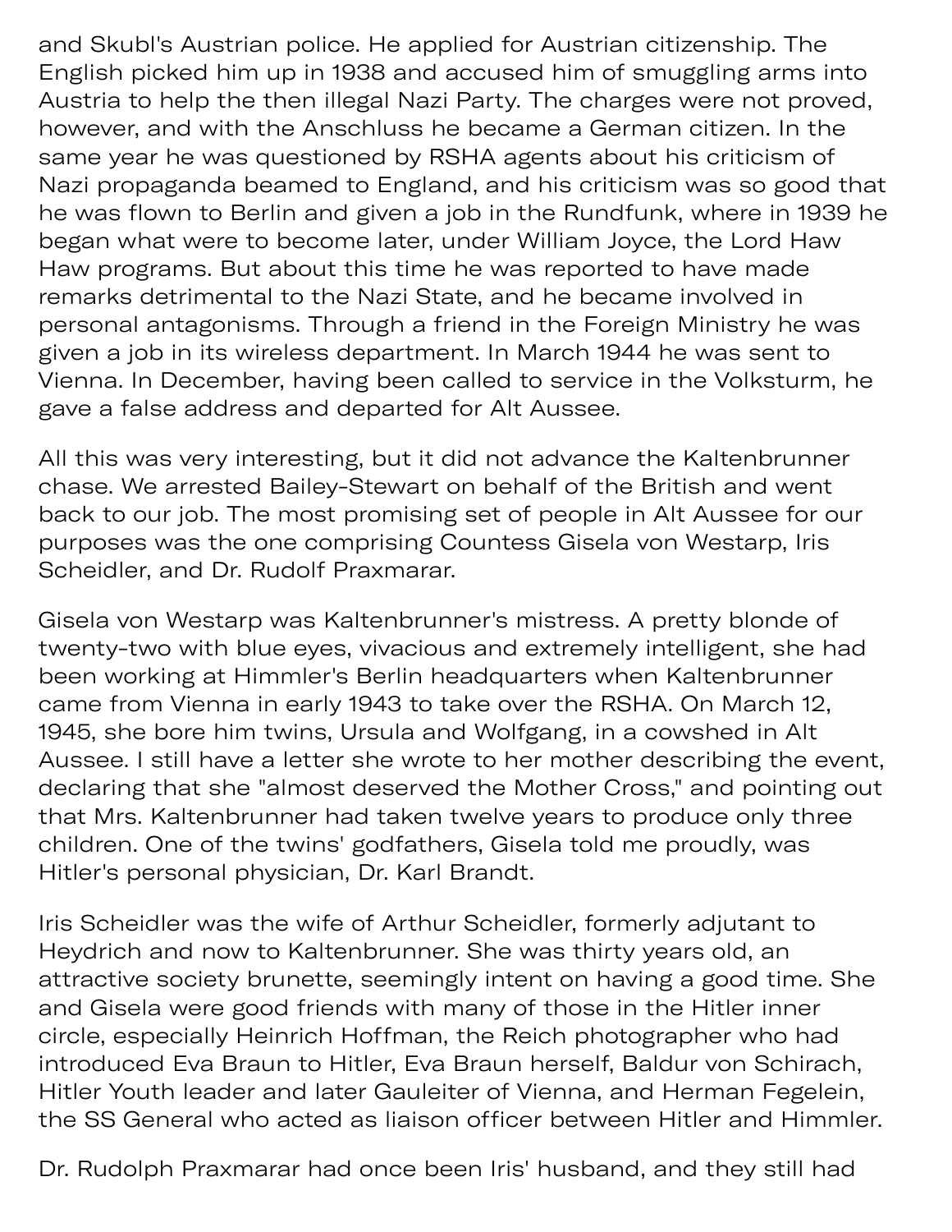and Skubl's Austrian police. He applied for Austrian citizenship. The English picked him up in 1938 and accused him of smuggling arms into Austria to help the then illegal Nazi Party. The charges were not proved, however, and with the Anschluss he became a German citizen. In the same year he was questioned by RSHA agents about his criticism of Nazi propaganda beamed to England, and his criticism was so good that he was flown to Berlin and given a job in the Rundfunk, where in 1939 he began what were to become later, under William Joyce, the Lord Haw Haw programs. But about this time he was reported to have made remarks detrimental to the Nazi State, and he became involved in personal antagonisms. Through a friend in the Foreign Ministry he was given a job in its wireless department. In March 1944 he was sent to Vienna. In December, having been called to service in the Volksturm, he gave a false address and departed for Alt Aussee.

All this was very interesting, but it did not advance the Kaltenbrunner chase. We arrested Bailey-Stewart on behalf of the British and went back to our job. The most promising set of people in Alt Aussee for our purposes was the one comprising Countess Gisela von Westarp, Iris Scheidler, and Dr. Rudolf Praxmarar.

Gisela von Westarp was Kaltenbrunner's mistress. A pretty blonde of twenty-two with blue eyes, vivacious and extremely intelligent, she had been working at Himmler's Berlin headquarters when Kaltenbrunner came from Vienna in early 1943 to take over the RSHA. On March 12, 1945, she bore him twins, Ursula and Wolfgang, in a cowshed in Alt Aussee. I still have a letter she wrote to her mother describing the event, declaring that she "almost deserved the Mother Cross," and pointing out that Mrs. Kaltenbrunner had taken twelve years to produce only three children. One of the twins' godfathers, Gisela told me proudly, was Hitler's personal physician, Dr. Karl Brandt.

Iris Scheidler was the wife of Arthur Scheidler, formerly adjutant to Heydrich and now to Kaltenbrunner. She was thirty years old, an attractive society brunette, seemingly intent on having a good time. She and Gisela were good friends with many of those in the Hitler inner circle, especially Heinrich Hoffman, the Reich photographer who had introduced Eva Braun to Hitler, Eva Braun herself, Baldur von Schirach, Hitler Youth leader and later Gauleiter of Vienna, and Herman Fegelein, the SS General who acted as liaison officer between Hitler and Himmler.

Dr. Rudolph Praxmarar had once been Iris' husband, and they still had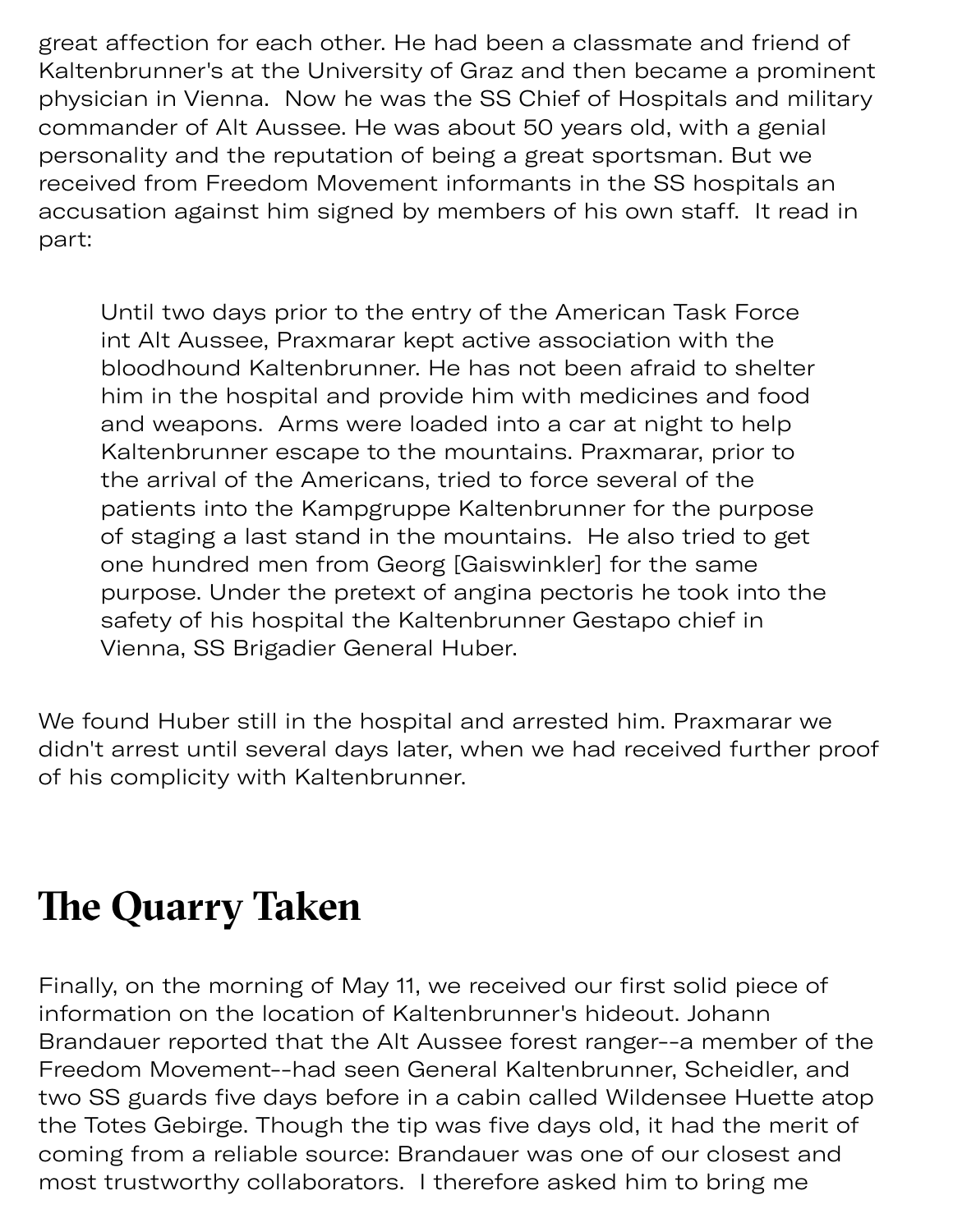great affection for each other. He had been a classmate and friend of Kaltenbrunner's at the University of Graz and then became a prominent physician in Vienna. Now he was the SS Chief of Hospitals and military commander of Alt Aussee. He was about 50 years old, with a genial personality and the reputation of being a great sportsman. But we received from Freedom Movement informants in the SS hospitals an accusation against him signed by members of his own staff. It read in part:

> Until two days prior to the entry of the American Task Force int Alt Aussee, Praxmarar kept active association with the bloodhound Kaltenbrunner. He has not been afraid to shelter him in the hospital and provide him with medicines and food and weapons. Arms were loaded into a car at night to help Kaltenbrunner escape to the mountains. Praxmarar, prior to the arrival of the Americans, tried to force several of the patients into the Kampgruppe Kaltenbrunner for the purpose of staging a last stand in the mountains. He also tried to get one hundred men from Georg [Gaiswinkler] for the same purpose. Under the pretext of angina pectoris he took into the safety of his hospital the Kaltenbrunner Gestapo chief in Vienna, SS Brigadier General Huber.

We found Huber still in the hospital and arrested him. Praxmarar we didn't arrest until several days later, when we had received further proof of his complicity with Kaltenbrunner.

## The Quarry Taken

Finally, on the morning of May 11, we received our first solid piece of information on the location of Kaltenbrunner's hideout. Johann Brandauer reported that the Alt Aussee forest ranger--a member of the Freedom Movement--had seen General Kaltenbrunner, Scheidler, and two SS guards five days before in a cabin called Wildensee Huette atop the Totes Gebirge. Though the tip was five days old, it had the merit of coming from a reliable source: Brandauer was one of our closest and most trustworthy collaborators. I therefore asked him to bring me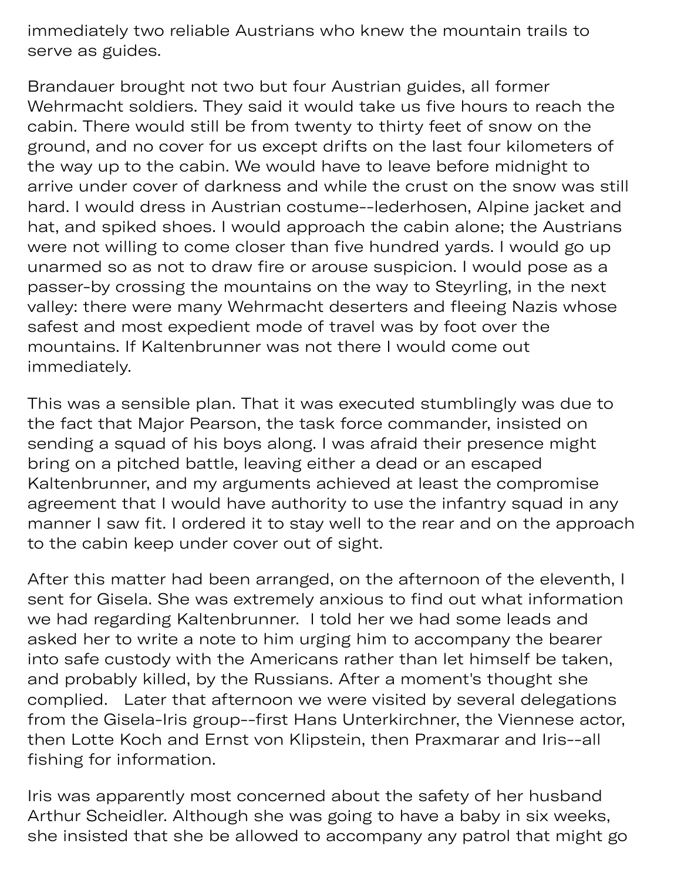immediately two reliable Austrians who knew the mountain trails to serve as guides.

Brandauer brought not two but four Austrian guides, all former Wehrmacht soldiers. They said it would take us five hours to reach the cabin. There would still be from twenty to thirty feet of snow on the ground, and no cover for us except drifts on the last four kilometers of the way up to the cabin. We would have to leave before midnight to arrive under cover of darkness and while the crust on the snow was still hard. I would dress in Austrian costume--lederhosen, Alpine jacket and hat, and spiked shoes. I would approach the cabin alone; the Austrians were not willing to come closer than five hundred yards. I would go up unarmed so as not to draw fire or arouse suspicion. I would pose as a passer-by crossing the mountains on the way to Steyrling, in the next valley: there were many Wehrmacht deserters and fleeing Nazis whose safest and most expedient mode of travel was by foot over the mountains. If Kaltenbrunner was not there I would come out immediately.

This was a sensible plan. That it was executed stumblingly was due to the fact that Major Pearson, the task force commander, insisted on sending a squad of his boys along. I was afraid their presence might bring on a pitched battle, leaving either a dead or an escaped Kaltenbrunner, and my arguments achieved at least the compromise agreement that I would have authority to use the infantry squad in any manner I saw fit. I ordered it to stay well to the rear and on the approach to the cabin keep under cover out of sight.

After this matter had been arranged, on the afternoon of the eleventh, I sent for Gisela. She was extremely anxious to find out what information we had regarding Kaltenbrunner. I told her we had some leads and asked her to write a note to him urging him to accompany the bearer into safe custody with the Americans rather than let himself be taken, and probably killed, by the Russians. After a moment's thought she complied. Later that afternoon we were visited by several delegations from the Gisela-Iris group--first Hans Unterkirchner, the Viennese actor, then Lotte Koch and Ernst von Klipstein, then Praxmarar and Iris--all fishing for information.

Iris was apparently most concerned about the safety of her husband Arthur Scheidler. Although she was going to have a baby in six weeks, she insisted that she be allowed to accompany any patrol that might go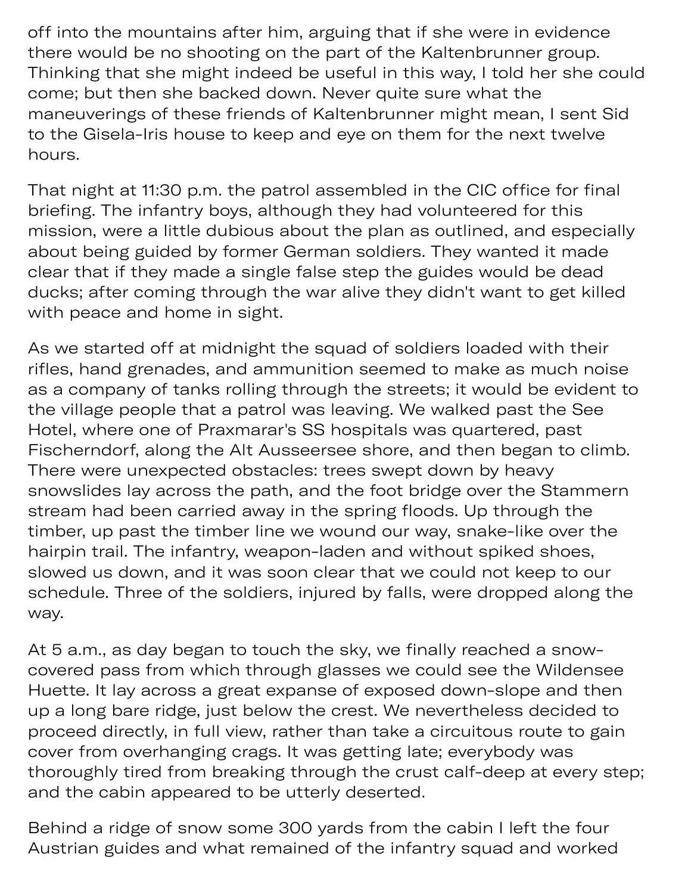off into the mountains after him, arguing that if she were in evidence there would be no shooting on the part of the Kaltenbrunner group. Thinking that she might indeed be useful in this way, I told her she could come; but then she backed down. Never quite sure what the maneuverings of these friends of Kaltenbrunner might mean, I sent Sid to the Gisela-Iris house to keep and eye on them for the next twelve hours.

That night at 11:30 p.m. the patrol assembled in the CIC office for final briefing. The infantry boys, although they had volunteered for this mission, were a little dubious about the plan as outlined, and especially about being guided by former German soldiers. They wanted it made clear that if they made a single false step the guides would be dead ducks; after coming through the war alive they didn't want to get killed with peace and home in sight.

As we started off at midnight the squad of soldiers loaded with their rifles, hand grenades, and ammunition seemed to make as much noise as a company of tanks rolling through the streets; it would be evident to the village people that a patrol was leaving. We walked past the See Hotel, where one of Praxmarar's SS hospitals was quartered, past Fischerndorf, along the Alt Ausseersee shore, and then began to climb. There were unexpected obstacles: trees swept down by heavy snowslides lay across the path, and the foot bridge over the Stammern stream had been carried away in the spring floods. Up through the timber, up past the timber line we wound our way, snake-like over the hairpin trail. The infantry, weapon-laden and without spiked shoes, slowed us down, and it was soon clear that we could not keep to our schedule. Three of the soldiers, injured by falls, were dropped along the way.

At 5 a.m., as day began to touch the sky, we finally reached a snow-covered pass from which through glasses we could see the Wildensee Huette. It lay across a great expanse of exposed down-slope and then up a long bare ridge, just below the crest. We nevertheless decided to proceed directly, in full view, rather than take a circuitous route to gain cover from overhanging crags. It was getting late; everybody was thoroughly tired from breaking through the crust calf-deep at every step; and the cabin appeared to be utterly deserted.

Behind a ridge of snow some 300 yards from the cabin I left the four Austrian guides and what remained of the infantry squad and worked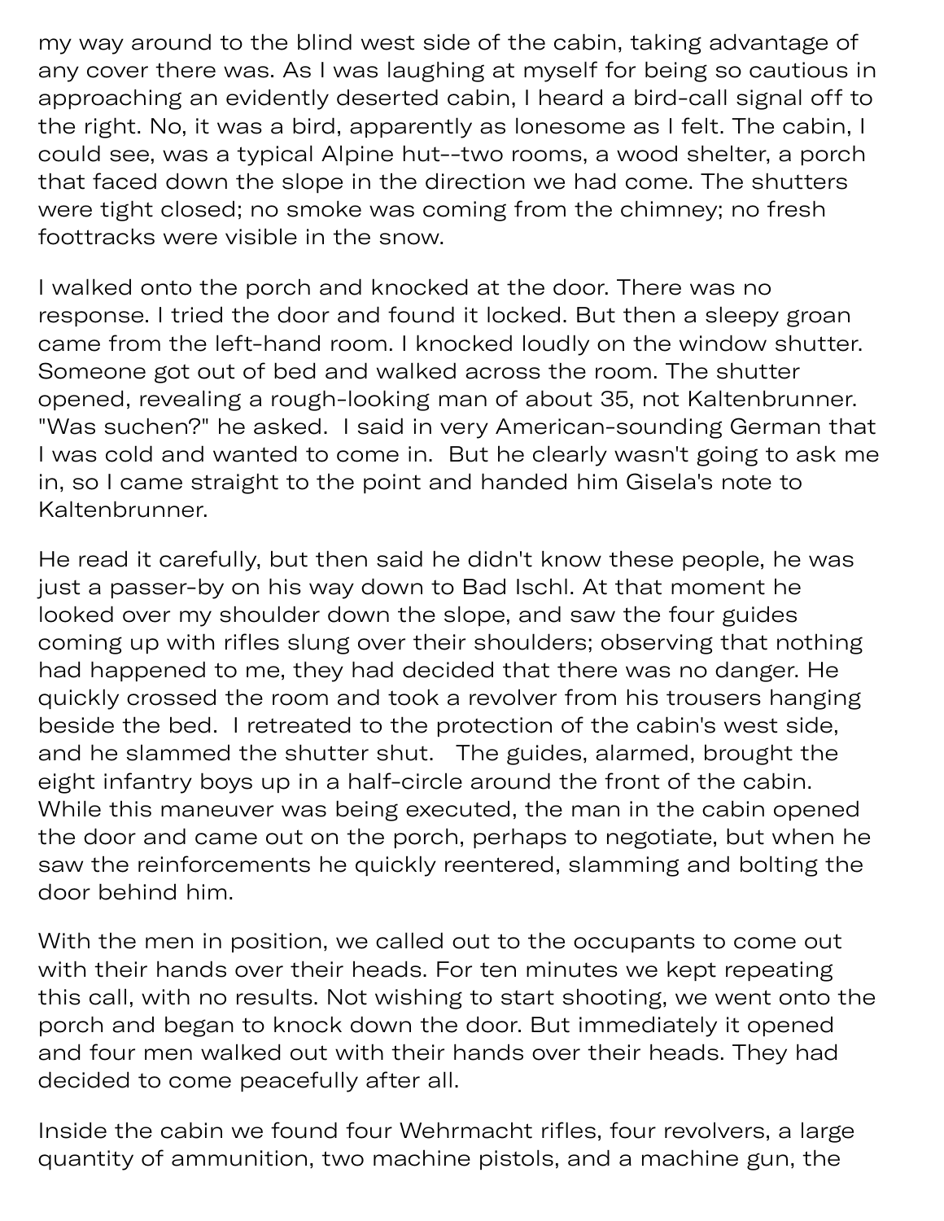my way around to the blind west side of the cabin, taking advantage of any cover there was. As I was laughing at myself for being so cautious in approaching an evidently deserted cabin, I heard a bird-call signal off to the right. No, it was a bird, apparently as lonesome as I felt. The cabin, I could see, was a typical Alpine hut--two rooms, a wood shelter, a porch that faced down the slope in the direction we had come. The shutters were tight closed; no smoke was coming from the chimney; no fresh foottracks were visible in the snow.

I walked onto the porch and knocked at the door. There was no response. I tried the door and found it locked. But then a sleepy groan came from the left-hand room. I knocked loudly on the window shutter. Someone got out of bed and walked across the room. The shutter opened, revealing a rough-looking man of about 35, not Kaltenbrunner. "Was suchen?" he asked. I said in very American-sounding German that I was cold and wanted to come in. But he clearly wasn't going to ask me in, so I came straight to the point and handed him Gisela's note to Kaltenbrunner.

He read it carefully, but then said he didn't know these people, he was just a passer-by on his way down to Bad Ischl. At that moment he looked over my shoulder down the slope, and saw the four guides coming up with rifles slung over their shoulders; observing that nothing had happened to me, they had decided that there was no danger. He quickly crossed the room and took a revolver from his trousers hanging beside the bed. I retreated to the protection of the cabin's west side, and he slammed the shutter shut. The guides, alarmed, brought the eight infantry boys up in a half-circle around the front of the cabin. While this maneuver was being executed, the man in the cabin opened the door and came out on the porch, perhaps to negotiate, but when he saw the reinforcements he quickly reentered, slamming and bolting the door behind him.

With the men in position, we called out to the occupants to come out with their hands over their heads. For ten minutes we kept repeating this call, with no results. Not wishing to start shooting, we went onto the porch and began to knock down the door. But immediately it opened and four men walked out with their hands over their heads. They had decided to come peacefully after all.

Inside the cabin we found four Wehrmacht rifles, four revolvers, a large quantity of ammunition, two machine pistols, and a machine gun, the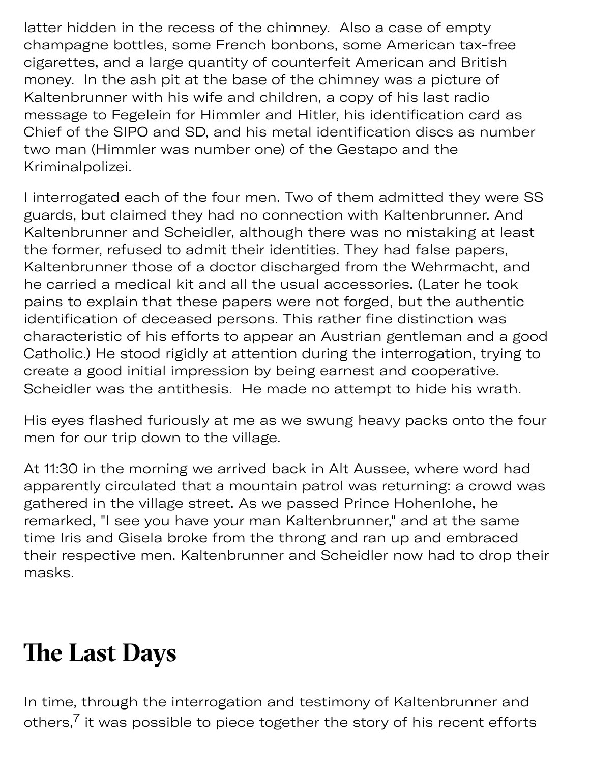latter hidden in the recess of the chimney.  Also a case of empty champagne bottles, some French bonbons, some American tax-free cigarettes, and a large quantity of counterfeit American and British money.  In the ash pit at the base of the chimney was a picture of Kaltenbrunner with his wife and children, a copy of his last radio message to Fegelein for Himmler and Hitler, his identification card as Chief of the SIPO and SD, and his metal identification discs as number two man (Himmler was number one) of the Gestapo and the Kriminalpolizei.

I interrogated each of the four men. Two of them admitted they were SS guards, but claimed they had no connection with Kaltenbrunner. And Kaltenbrunner and Scheidler, although there was no mistaking at least the former, refused to admit their identities. They had false papers, Kaltenbrunner those of a doctor discharged from the Wehrmacht, and he carried a medical kit and all the usual accessories. (Later he took pains to explain that these papers were not forged, but the authentic identification of deceased persons. This rather fine distinction was characteristic of his efforts to appear an Austrian gentleman and a good Catholic.) He stood rigidly at attention during the interrogation, trying to create a good initial impression by being earnest and cooperative. Scheidler was the antithesis.  He made no attempt to hide his wrath.

His eyes flashed furiously at me as we swung heavy packs onto the four men for our trip down to the village.

At 11:30 in the morning we arrived back in Alt Aussee, where word had apparently circulated that a mountain patrol was returning: a crowd was gathered in the village street. As we passed Prince Hohenlohe, he remarked, "I see you have your man Kaltenbrunner," and at the same time Iris and Gisela broke from the throng and ran up and embraced their respective men. Kaltenbrunner and Scheidler now had to drop their masks.

## The Last Days

In time, through the interrogation and testimony of Kaltenbrunner and others,[7] it was possible to piece together the story of his recent efforts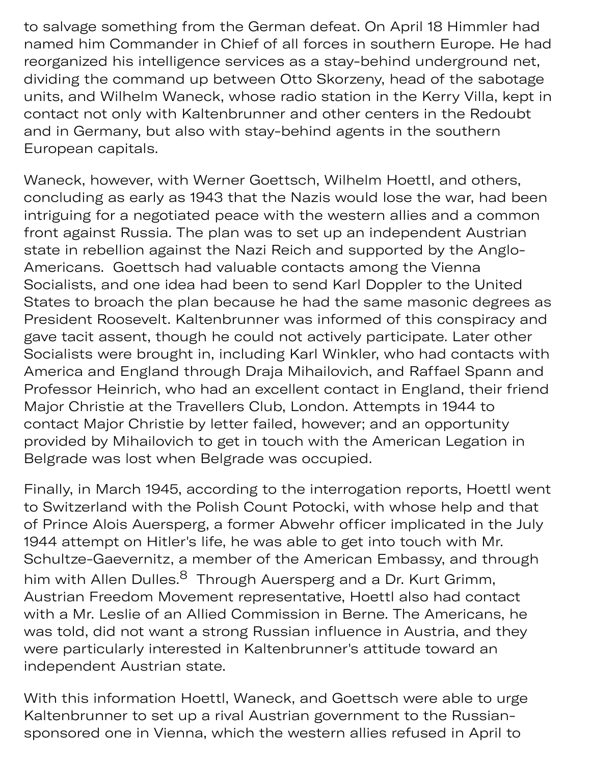to salvage something from the German defeat. On April 18 Himmler had named him Commander in Chief of all forces in southern Europe. He had reorganized his intelligence services as a stay-behind underground net, dividing the command up between Otto Skorzeny, head of the sabotage units, and Wilhelm Waneck, whose radio station in the Kerry Villa, kept in contact not only with Kaltenbrunner and other centers in the Redoubt and in Germany, but also with stay-behind agents in the southern European capitals.

Waneck, however, with Werner Goettsch, Wilhelm Hoettl, and others, concluding as early as 1943 that the Nazis would lose the war, had been intriguing for a negotiated peace with the western allies and a common front against Russia. The plan was to set up an independent Austrian state in rebellion against the Nazi Reich and supported by the Anglo-Americans. Goettsch had valuable contacts among the Vienna Socialists, and one idea had been to send Karl Doppler to the United States to broach the plan because he had the same masonic degrees as President Roosevelt. Kaltenbrunner was informed of this conspiracy and gave tacit assent, though he could not actively participate. Later other Socialists were brought in, including Karl Winkler, who had contacts with America and England through Draja Mihailovich, and Raffael Spann and Professor Heinrich, who had an excellent contact in England, their friend Major Christie at the Travellers Club, London. Attempts in 1944 to contact Major Christie by letter failed, however; and an opportunity provided by Mihailovich to get in touch with the American Legation in Belgrade was lost when Belgrade was occupied.

Finally, in March 1945, according to the interrogation reports, Hoettl went to Switzerland with the Polish Count Potocki, with whose help and that of Prince Alois Auersperg, a former Abwehr officer implicated in the July 1944 attempt on Hitler's life, he was able to get into touch with Mr. Schultze-Gaevernitz, a member of the American Embassy, and through him with Allen Dulles.[8] Through Auersperg and a Dr. Kurt Grimm, Austrian Freedom Movement representative, Hoettl also had contact with a Mr. Leslie of an Allied Commission in Berne. The Americans, he was told, did not want a strong Russian influence in Austria, and they were particularly interested in Kaltenbrunner's attitude toward an independent Austrian state.

With this information Hoettl, Waneck, and Goettsch were able to urge Kaltenbrunner to set up a rival Austrian government to the Russian-sponsored one in Vienna, which the western allies refused in April to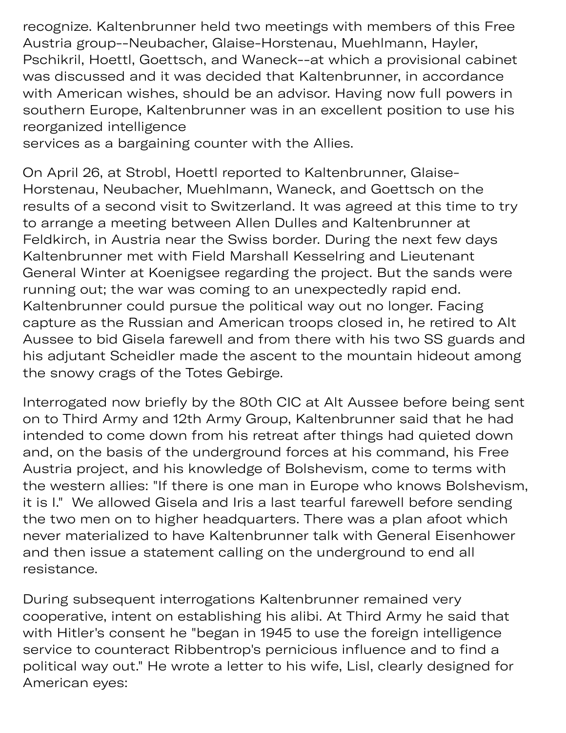recognize. Kaltenbrunner held two meetings with members of this Free Austria group--Neubacher, Glaise-Horstenau, Muehlmann, Hayler, Pschikril, Hoettl, Goettsch, and Waneck--at which a provisional cabinet was discussed and it was decided that Kaltenbrunner, in accordance with American wishes, should be an advisor. Having now full powers in southern Europe, Kaltenbrunner was in an excellent position to use his reorganized intelligence services as a bargaining counter with the Allies.

On April 26, at Strobl, Hoettl reported to Kaltenbrunner, Glaise-Horstenau, Neubacher, Muehlmann, Waneck, and Goettsch on the results of a second visit to Switzerland. It was agreed at this time to try to arrange a meeting between Allen Dulles and Kaltenbrunner at Feldkirch, in Austria near the Swiss border. During the next few days Kaltenbrunner met with Field Marshall Kesselring and Lieutenant General Winter at Koenigsee regarding the project. But the sands were running out; the war was coming to an unexpectedly rapid end. Kaltenbrunner could pursue the political way out no longer. Facing capture as the Russian and American troops closed in, he retired to Alt Aussee to bid Gisela farewell and from there with his two SS guards and his adjutant Scheidler made the ascent to the mountain hideout among the snowy crags of the Totes Gebirge.

Interrogated now briefly by the 80th CIC at Alt Aussee before being sent on to Third Army and 12th Army Group, Kaltenbrunner said that he had intended to come down from his retreat after things had quieted down and, on the basis of the underground forces at his command, his Free Austria project, and his knowledge of Bolshevism, come to terms with the western allies: "If there is one man in Europe who knows Bolshevism, it is I." We allowed Gisela and Iris a last tearful farewell before sending the two men on to higher headquarters. There was a plan afoot which never materialized to have Kaltenbrunner talk with General Eisenhower and then issue a statement calling on the underground to end all resistance.

During subsequent interrogations Kaltenbrunner remained very cooperative, intent on establishing his alibi. At Third Army he said that with Hitler's consent he "began in 1945 to use the foreign intelligence service to counteract Ribbentrop's pernicious influence and to find a political way out." He wrote a letter to his wife, Lisl, clearly designed for American eyes: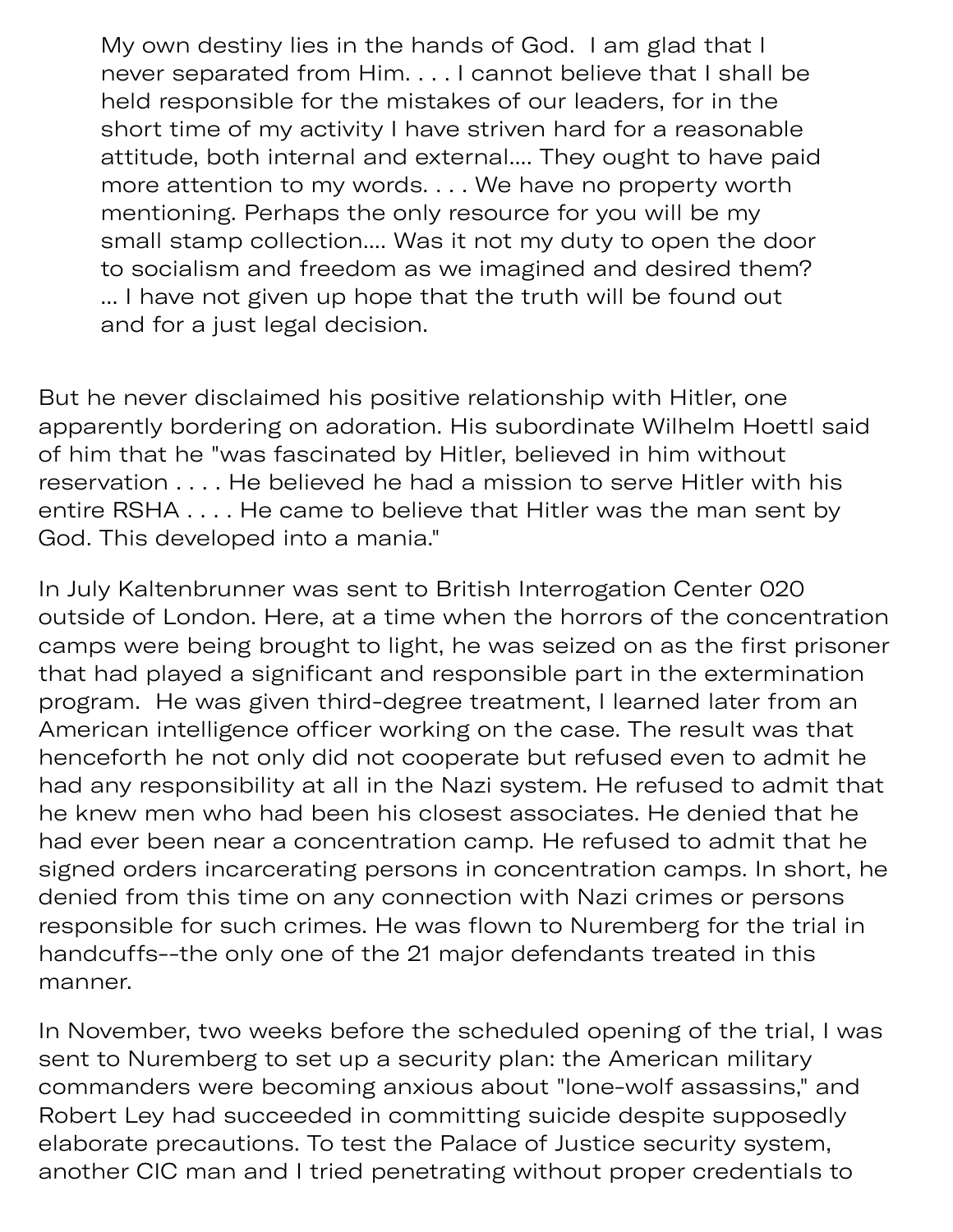> My own destiny lies in the hands of God. I am glad that I never separated from Him. . . . I cannot believe that I shall be held responsible for the mistakes of our leaders, for in the short time of my activity I have striven hard for a reasonable attitude, both internal and external.... They ought to have paid more attention to my words. . . . We have no property worth mentioning. Perhaps the only resource for you will be my small stamp collection.... Was it not my duty to open the door to socialism and freedom as we imagined and desired them? ... I have not given up hope that the truth will be found out and for a just legal decision.

But he never disclaimed his positive relationship with Hitler, one apparently bordering on adoration. His subordinate Wilhelm Hoettl said of him that he "was fascinated by Hitler, believed in him without reservation . . . . He believed he had a mission to serve Hitler with his entire RSHA . . . . He came to believe that Hitler was the man sent by God. This developed into a mania."

In July Kaltenbrunner was sent to British Interrogation Center 020 outside of London. Here, at a time when the horrors of the concentration camps were being brought to light, he was seized on as the first prisoner that had played a significant and responsible part in the extermination program. He was given third-degree treatment, I learned later from an American intelligence officer working on the case. The result was that henceforth he not only did not cooperate but refused even to admit he had any responsibility at all in the Nazi system. He refused to admit that he knew men who had been his closest associates. He denied that he had ever been near a concentration camp. He refused to admit that he signed orders incarcerating persons in concentration camps. In short, he denied from this time on any connection with Nazi crimes or persons responsible for such crimes. He was flown to Nuremberg for the trial in handcuffs--the only one of the 21 major defendants treated in this manner.

In November, two weeks before the scheduled opening of the trial, I was sent to Nuremberg to set up a security plan: the American military commanders were becoming anxious about "lone-wolf assassins," and Robert Ley had succeeded in committing suicide despite supposedly elaborate precautions. To test the Palace of Justice security system, another CIC man and I tried penetrating without proper credentials to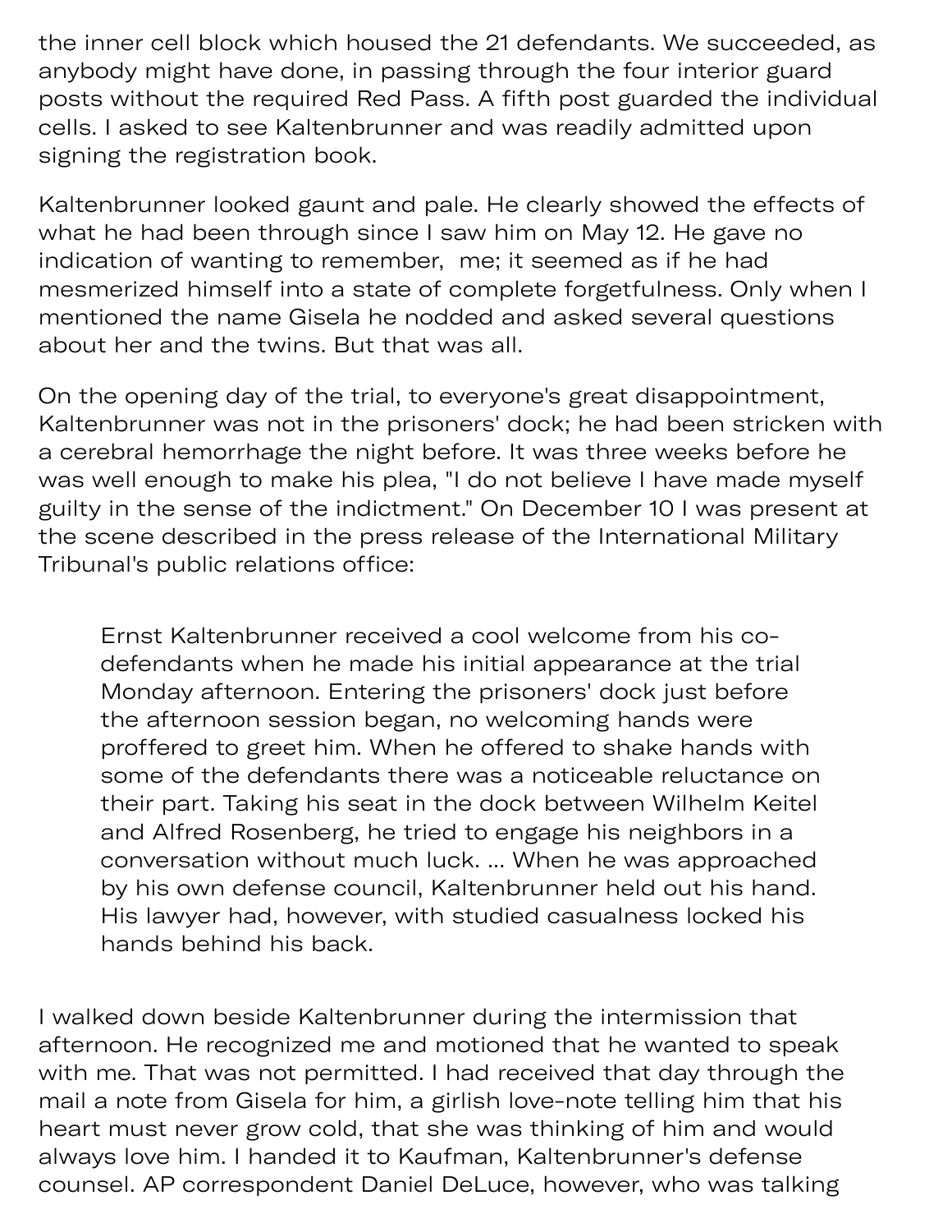the inner cell block which housed the 21 defendants. We succeeded, as anybody might have done, in passing through the four interior guard posts without the required Red Pass. A fifth post guarded the individual cells. I asked to see Kaltenbrunner and was readily admitted upon signing the registration book.

Kaltenbrunner looked gaunt and pale. He clearly showed the effects of what he had been through since I saw him on May 12. He gave no indication of wanting to remember,  me; it seemed as if he had mesmerized himself into a state of complete forgetfulness. Only when I mentioned the name Gisela he nodded and asked several questions about her and the twins. But that was all.

On the opening day of the trial, to everyone's great disappointment, Kaltenbrunner was not in the prisoners' dock; he had been stricken with a cerebral hemorrhage the night before. It was three weeks before he was well enough to make his plea, "I do not believe I have made myself guilty in the sense of the indictment." On December 10 I was present at the scene described in the press release of the International Military Tribunal's public relations office:

> Ernst Kaltenbrunner received a cool welcome from his co-defendants when he made his initial appearance at the trial Monday afternoon. Entering the prisoners' dock just before the afternoon session began, no welcoming hands were proffered to greet him. When he offered to shake hands with some of the defendants there was a noticeable reluctance on their part. Taking his seat in the dock between Wilhelm Keitel and Alfred Rosenberg, he tried to engage his neighbors in a conversation without much luck. ... When he was approached by his own defense council, Kaltenbrunner held out his hand. His lawyer had, however, with studied casualness locked his hands behind his back.

I walked down beside Kaltenbrunner during the intermission that afternoon. He recognized me and motioned that he wanted to speak with me. That was not permitted. I had received that day through the mail a note from Gisela for him, a girlish love-note telling him that his heart must never grow cold, that she was thinking of him and would always love him. I handed it to Kaufman, Kaltenbrunner's defense counsel. AP correspondent Daniel DeLuce, however, who was talking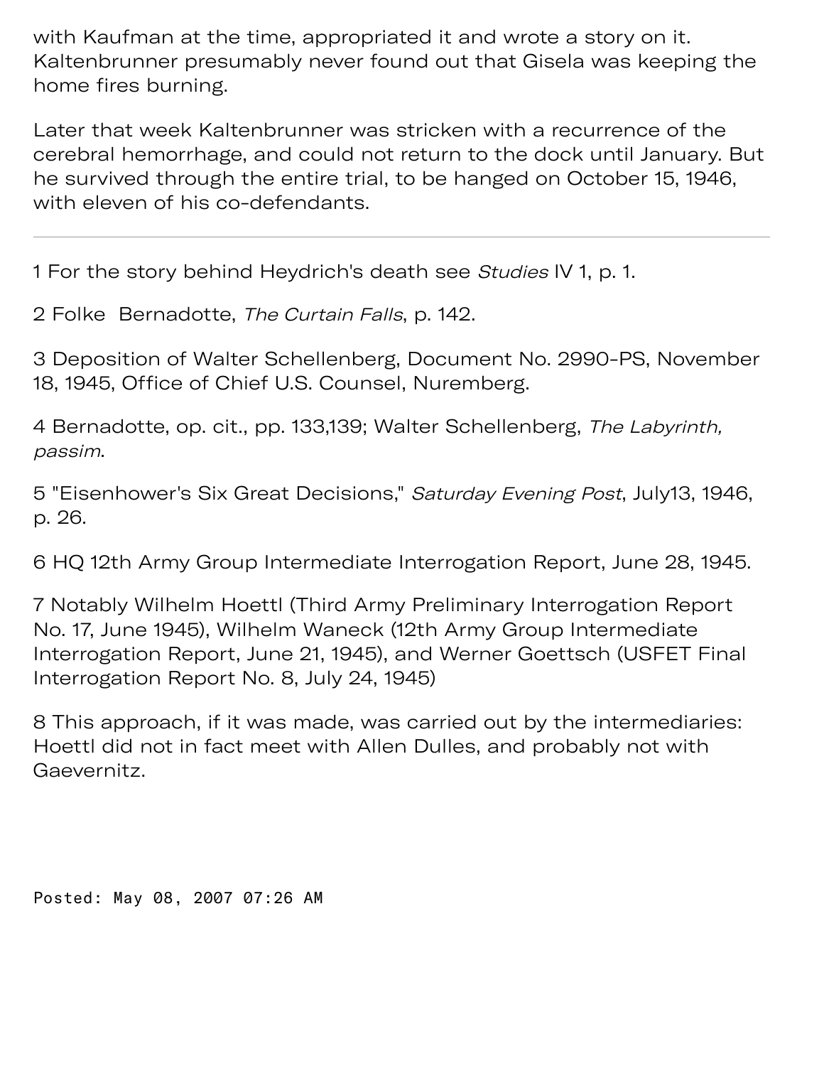with Kaufman at the time, appropriated it and wrote a story on it. Kaltenbrunner presumably never found out that Gisela was keeping the home fires burning.

Later that week Kaltenbrunner was stricken with a recurrence of the cerebral hemorrhage, and could not return to the dock until January. But he survived through the entire trial, to be hanged on October 15, 1946, with eleven of his co-defendants.

---

1 For the story behind Heydrich's death see *Studies* IV 1, p. 1.

2 Folke  Bernadotte, *The Curtain Falls*, p. 142.

3 Deposition of Walter Schellenberg, Document No. 2990-PS, November 18, 1945, Office of Chief U.S. Counsel, Nuremberg.

4 Bernadotte, op. cit., pp. 133,139; Walter Schellenberg, *The Labyrinth, passim*.

5 "Eisenhower's Six Great Decisions," *Saturday Evening Post*, July13, 1946, p. 26.

6 HQ 12th Army Group Intermediate Interrogation Report, June 28, 1945.

7 Notably Wilhelm Hoettl (Third Army Preliminary Interrogation Report No. 17, June 1945), Wilhelm Waneck (12th Army Group Intermediate Interrogation Report, June 21, 1945), and Werner Goettsch (USFET Final Interrogation Report No. 8, July 24, 1945)

8 This approach, if it was made, was carried out by the intermediaries: Hoettl did not in fact meet with Allen Dulles, and probably not with Gaevernitz.

Posted: May 08, 2007 07:26 AM